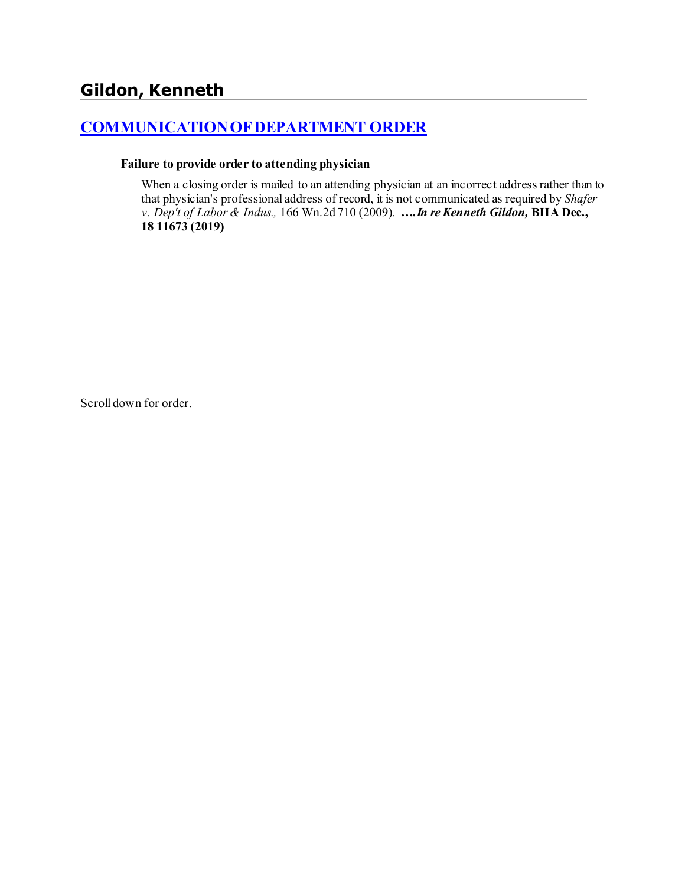# Gildon, Kenneth

## COMMUNICATION OF DEPARTMENT ORDER

### Failure to provide order to attending physician

When a closing order is mailed to an attending physician at an incorrect address rather than to that physician's professional address of record, it is not communicated as required by *Shafer v. Dep't of Labor & Indus.,* 166 Wn.2d 710 (2009). ***….In re Kenneth Gildon,* BIIA Dec., 18 11673 (2019)**

Scroll down for order.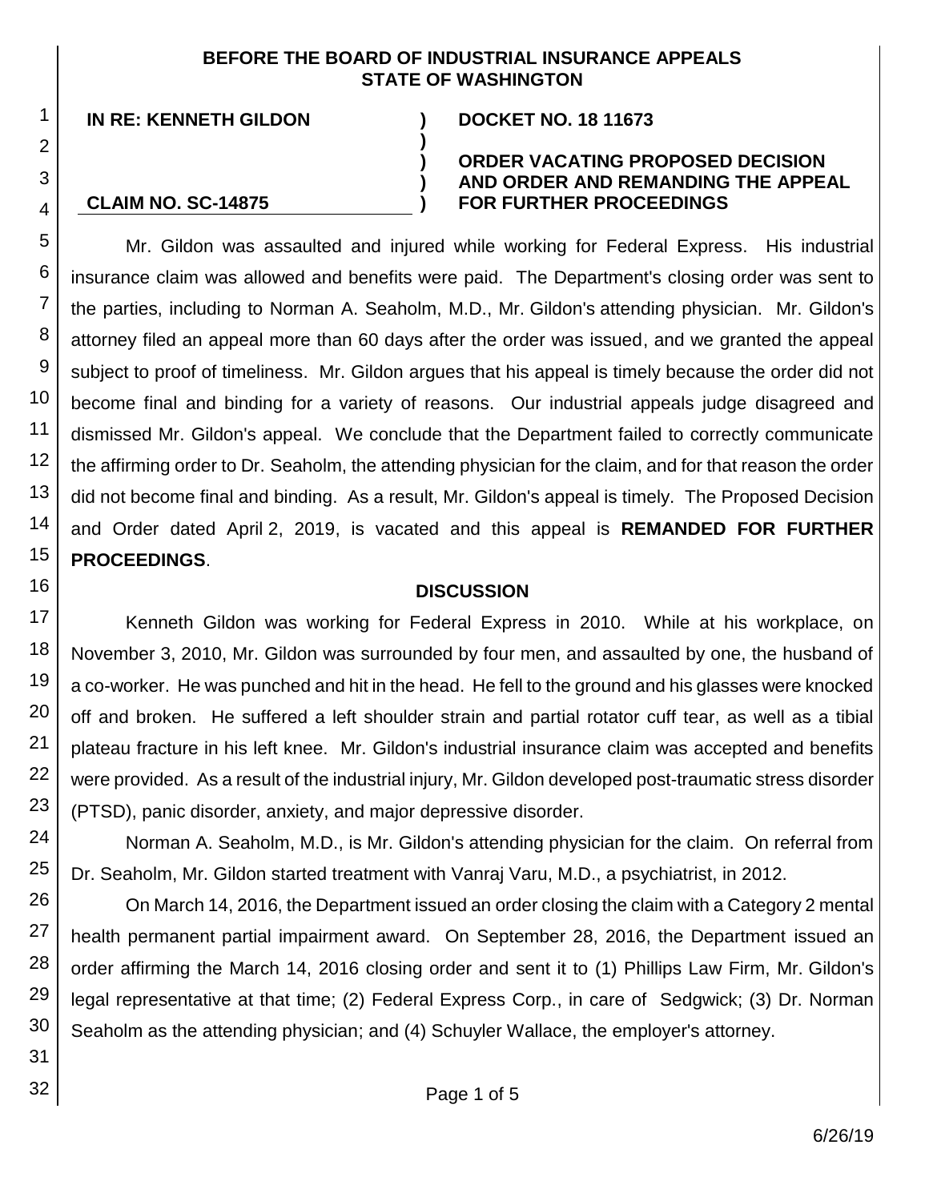**BEFORE THE BOARD OF INDUSTRIAL INSURANCE APPEALS**
**STATE OF WASHINGTON**

| | | |
|---|---|---|
| **IN RE: KENNETH GILDON** | **)** | **DOCKET NO. 18 11673** |
| | **)** | |
| | **)** | **ORDER VACATING PROPOSED DECISION** |
| | **)** | **AND ORDER AND REMANDING THE APPEAL** |
| **CLAIM NO. SC-14875** | **)** | **FOR FURTHER PROCEEDINGS** |

Mr. Gildon was assaulted and injured while working for Federal Express. His industrial insurance claim was allowed and benefits were paid. The Department's closing order was sent to the parties, including to Norman A. Seaholm, M.D., Mr. Gildon's attending physician. Mr. Gildon's attorney filed an appeal more than 60 days after the order was issued, and we granted the appeal subject to proof of timeliness. Mr. Gildon argues that his appeal is timely because the order did not become final and binding for a variety of reasons. Our industrial appeals judge disagreed and dismissed Mr. Gildon's appeal. We conclude that the Department failed to correctly communicate the affirming order to Dr. Seaholm, the attending physician for the claim, and for that reason the order did not become final and binding. As a result, Mr. Gildon's appeal is timely. The Proposed Decision and Order dated April 2, 2019, is vacated and this appeal is **REMANDED FOR FURTHER PROCEEDINGS**.

## DISCUSSION

Kenneth Gildon was working for Federal Express in 2010. While at his workplace, on November 3, 2010, Mr. Gildon was surrounded by four men, and assaulted by one, the husband of a co-worker. He was punched and hit in the head. He fell to the ground and his glasses were knocked off and broken. He suffered a left shoulder strain and partial rotator cuff tear, as well as a tibial plateau fracture in his left knee. Mr. Gildon's industrial insurance claim was accepted and benefits were provided. As a result of the industrial injury, Mr. Gildon developed post-traumatic stress disorder (PTSD), panic disorder, anxiety, and major depressive disorder.

Norman A. Seaholm, M.D., is Mr. Gildon's attending physician for the claim. On referral from Dr. Seaholm, Mr. Gildon started treatment with Vanraj Varu, M.D., a psychiatrist, in 2012.

On March 14, 2016, the Department issued an order closing the claim with a Category 2 mental health permanent partial impairment award. On September 28, 2016, the Department issued an order affirming the March 14, 2016 closing order and sent it to (1) Phillips Law Firm, Mr. Gildon's legal representative at that time; (2) Federal Express Corp., in care of Sedgwick; (3) Dr. Norman Seaholm as the attending physician; and (4) Schuyler Wallace, the employer's attorney.

6/26/19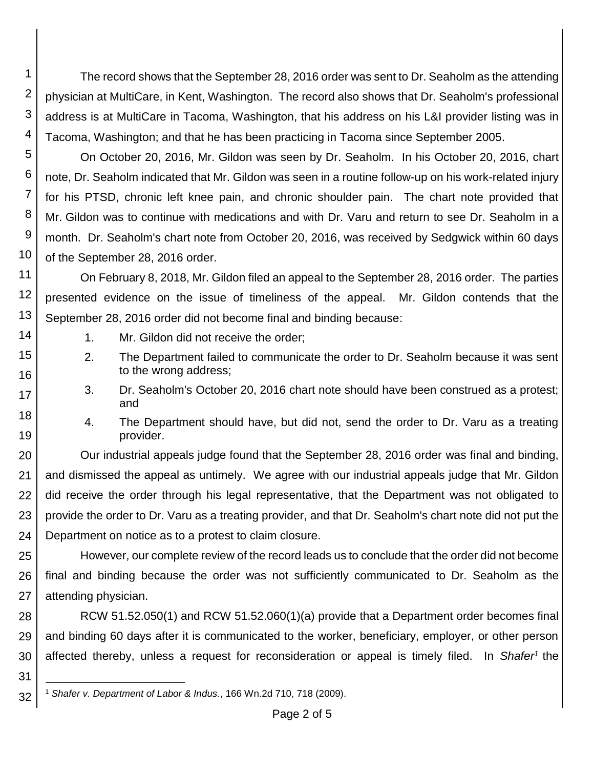The record shows that the September 28, 2016 order was sent to Dr. Seaholm as the attending physician at MultiCare, in Kent, Washington. The record also shows that Dr. Seaholm's professional address is at MultiCare in Tacoma, Washington, that his address on his L&I provider listing was in Tacoma, Washington; and that he has been practicing in Tacoma since September 2005.

On October 20, 2016, Mr. Gildon was seen by Dr. Seaholm. In his October 20, 2016, chart note, Dr. Seaholm indicated that Mr. Gildon was seen in a routine follow-up on his work-related injury for his PTSD, chronic left knee pain, and chronic shoulder pain. The chart note provided that Mr. Gildon was to continue with medications and with Dr. Varu and return to see Dr. Seaholm in a month. Dr. Seaholm's chart note from October 20, 2016, was received by Sedgwick within 60 days of the September 28, 2016 order.

On February 8, 2018, Mr. Gildon filed an appeal to the September 28, 2016 order. The parties presented evidence on the issue of timeliness of the appeal. Mr. Gildon contends that the September 28, 2016 order did not become final and binding because:

1. Mr. Gildon did not receive the order;
2. The Department failed to communicate the order to Dr. Seaholm because it was sent to the wrong address;
3. Dr. Seaholm's October 20, 2016 chart note should have been construed as a protest; and
4. The Department should have, but did not, send the order to Dr. Varu as a treating provider.

Our industrial appeals judge found that the September 28, 2016 order was final and binding, and dismissed the appeal as untimely. We agree with our industrial appeals judge that Mr. Gildon did receive the order through his legal representative, that the Department was not obligated to provide the order to Dr. Varu as a treating provider, and that Dr. Seaholm's chart note did not put the Department on notice as to a protest to claim closure.

However, our complete review of the record leads us to conclude that the order did not become final and binding because the order was not sufficiently communicated to Dr. Seaholm as the attending physician.

RCW 51.52.050(1) and RCW 51.52.060(1)(a) provide that a Department order becomes final and binding 60 days after it is communicated to the worker, beneficiary, employer, or other person affected thereby, unless a request for reconsideration or appeal is timely filed. In *Shafer*[1] the

[1] *Shafer v. Department of Labor & Indus.*, 166 Wn.2d 710, 718 (2009).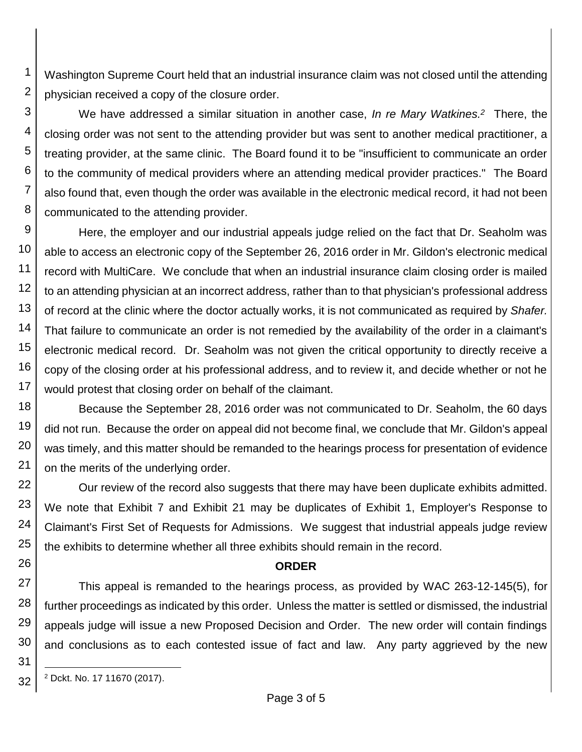Washington Supreme Court held that an industrial insurance claim was not closed until the attending physician received a copy of the closure order.

We have addressed a similar situation in another case, *In re Mary Watkines.*[2] There, the closing order was not sent to the attending provider but was sent to another medical practitioner, a treating provider, at the same clinic. The Board found it to be "insufficient to communicate an order to the community of medical providers where an attending medical provider practices." The Board also found that, even though the order was available in the electronic medical record, it had not been communicated to the attending provider.

Here, the employer and our industrial appeals judge relied on the fact that Dr. Seaholm was able to access an electronic copy of the September 26, 2016 order in Mr. Gildon's electronic medical record with MultiCare. We conclude that when an industrial insurance claim closing order is mailed to an attending physician at an incorrect address, rather than to that physician's professional address of record at the clinic where the doctor actually works, it is not communicated as required by *Shafer.* That failure to communicate an order is not remedied by the availability of the order in a claimant's electronic medical record. Dr. Seaholm was not given the critical opportunity to directly receive a copy of the closing order at his professional address, and to review it, and decide whether or not he would protest that closing order on behalf of the claimant.

Because the September 28, 2016 order was not communicated to Dr. Seaholm, the 60 days did not run. Because the order on appeal did not become final, we conclude that Mr. Gildon's appeal was timely, and this matter should be remanded to the hearings process for presentation of evidence on the merits of the underlying order.

Our review of the record also suggests that there may have been duplicate exhibits admitted. We note that Exhibit 7 and Exhibit 21 may be duplicates of Exhibit 1, Employer's Response to Claimant's First Set of Requests for Admissions. We suggest that industrial appeals judge review the exhibits to determine whether all three exhibits should remain in the record.

## ORDER

This appeal is remanded to the hearings process, as provided by WAC 263-12-145(5), for further proceedings as indicated by this order. Unless the matter is settled or dismissed, the industrial appeals judge will issue a new Proposed Decision and Order. The new order will contain findings and conclusions as to each contested issue of fact and law. Any party aggrieved by the new

---

[2] Dckt. No. 17 11670 (2017).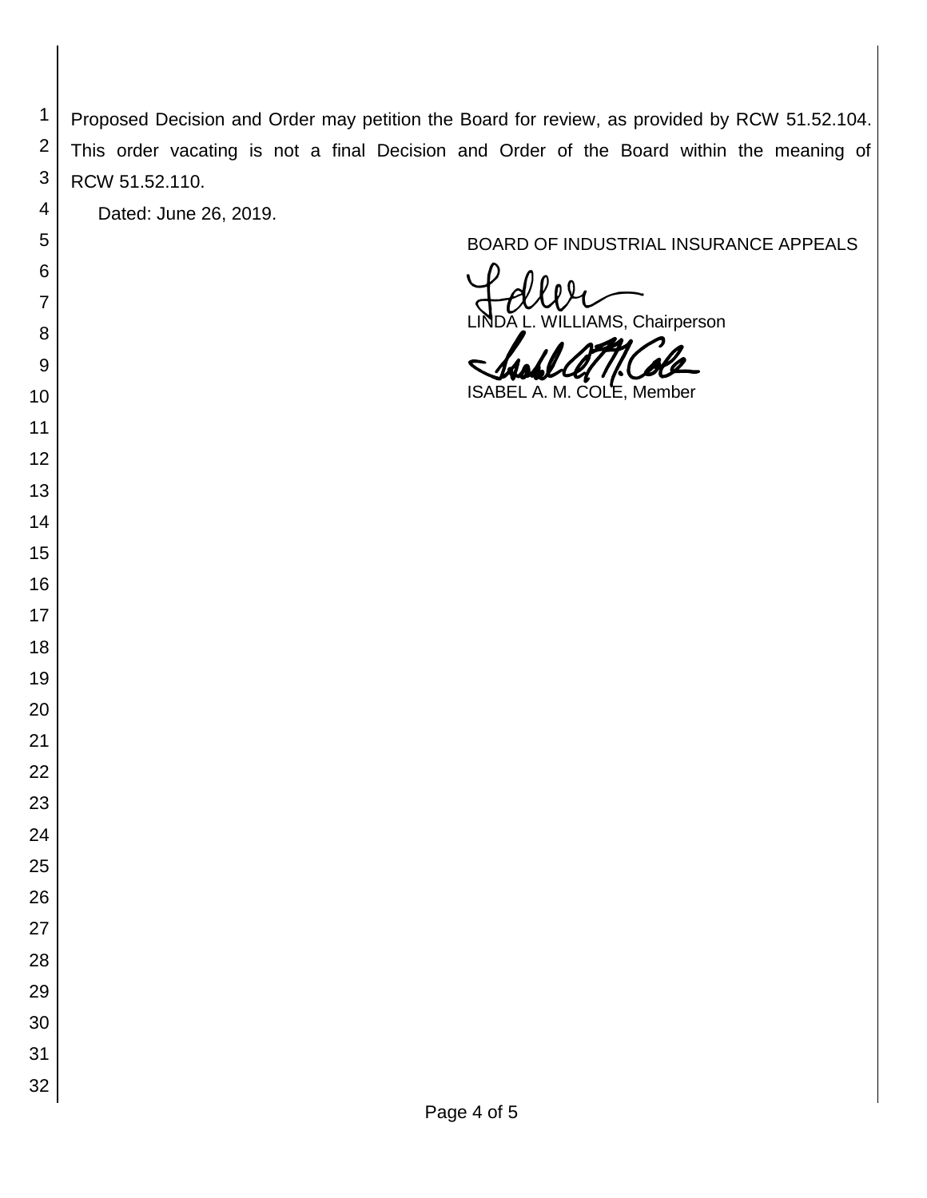Proposed Decision and Order may petition the Board for review, as provided by RCW 51.52.104. This order vacating is not a final Decision and Order of the Board within the meaning of RCW 51.52.110.

Dated: June 26, 2019.

BOARD OF INDUSTRIAL INSURANCE APPEALS

LINDA L. WILLIAMS, Chairperson

ISABEL A. M. COLE, Member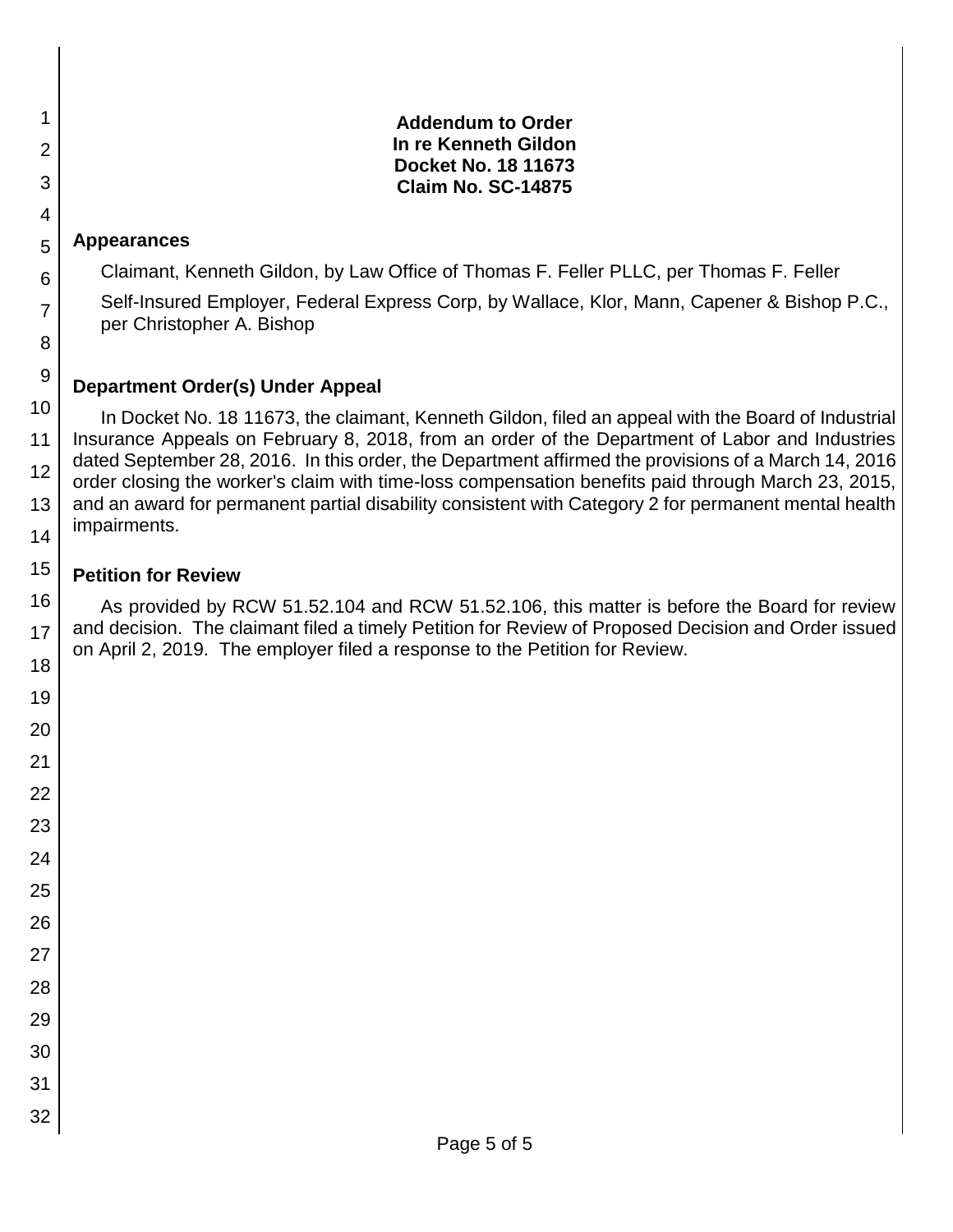**Addendum to Order**
**In re Kenneth Gildon**
**Docket No. 18 11673**
**Claim No. SC-14875**

## Appearances

Claimant, Kenneth Gildon, by Law Office of Thomas F. Feller PLLC, per Thomas F. Feller

Self-Insured Employer, Federal Express Corp, by Wallace, Klor, Mann, Capener & Bishop P.C., per Christopher A. Bishop

## Department Order(s) Under Appeal

In Docket No. 18 11673, the claimant, Kenneth Gildon, filed an appeal with the Board of Industrial Insurance Appeals on February 8, 2018, from an order of the Department of Labor and Industries dated September 28, 2016. In this order, the Department affirmed the provisions of a March 14, 2016 order closing the worker's claim with time-loss compensation benefits paid through March 23, 2015, and an award for permanent partial disability consistent with Category 2 for permanent mental health impairments.

## Petition for Review

As provided by RCW 51.52.104 and RCW 51.52.106, this matter is before the Board for review and decision. The claimant filed a timely Petition for Review of Proposed Decision and Order issued on April 2, 2019. The employer filed a response to the Petition for Review.